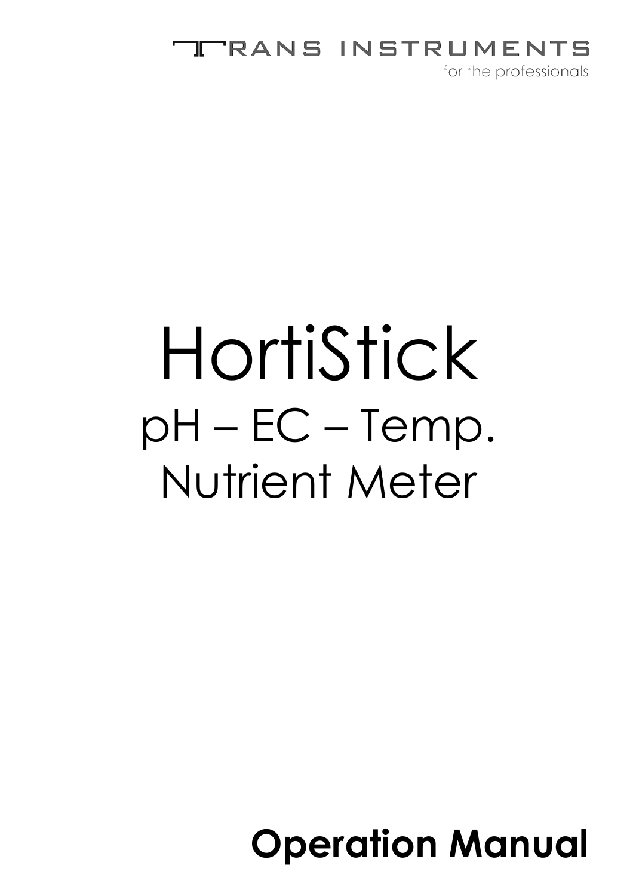TRANS INSTRUMENTS

for the professionals

# HortiStick

## pH – EC – Temp. Nutrient Meter

**Operation Manual**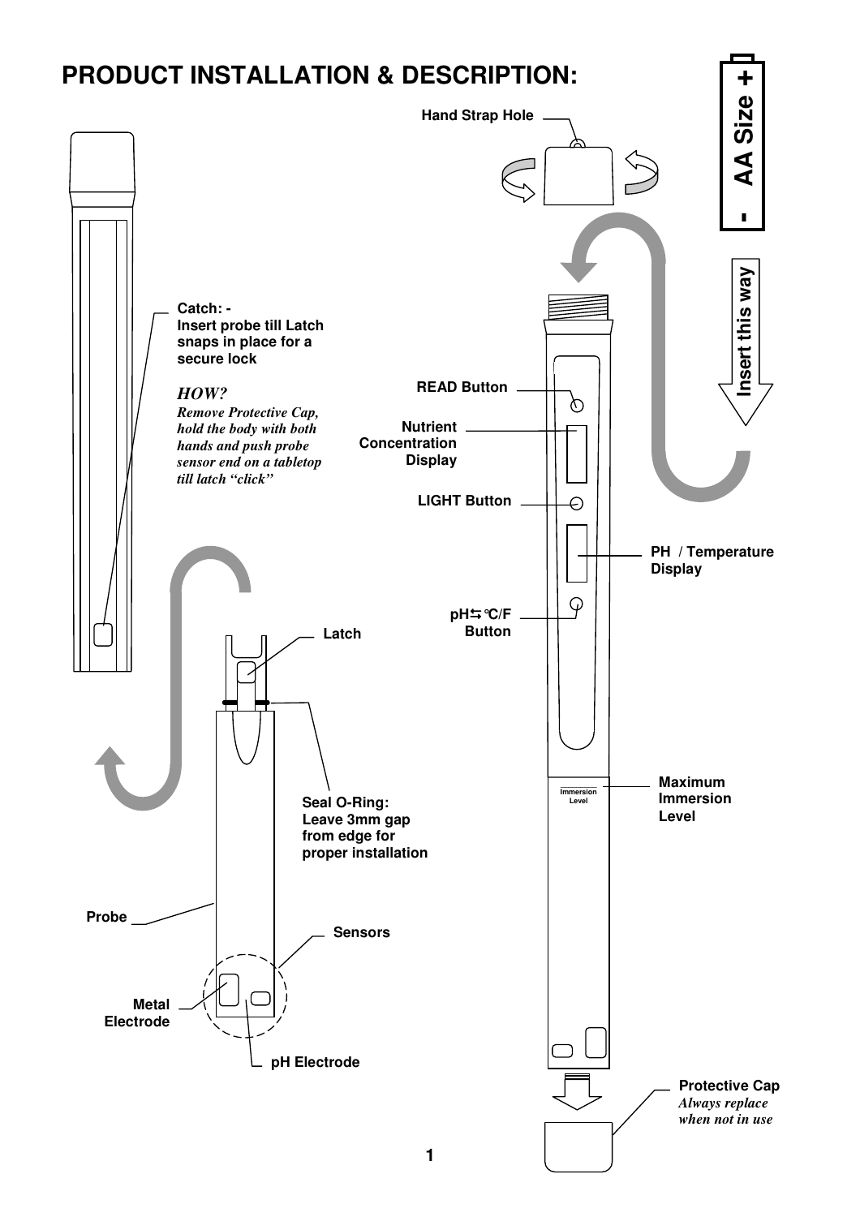# PRODUCT INSTALLATION & DESCRIPTION:

Hand Strap Hole

**- AA Size +**

Insert this way

**Catch: -**
**Insert probe till Latch snaps in place for a secure lock**

***HOW?***
***Remove Protective Cap, hold the body with both hands and push probe sensor end on a tabletop till latch "click"***

READ Button

Nutrient Concentration Display

LIGHT Button

PH / Temperature Display

pH⇆℃/F Button

Latch

Seal O-Ring: Leave 3mm gap from edge for proper installation

Immersion Level

Maximum Immersion Level

Probe

Sensors

Metal Electrode

pH Electrode

**Protective Cap**
***Always replace when not in use***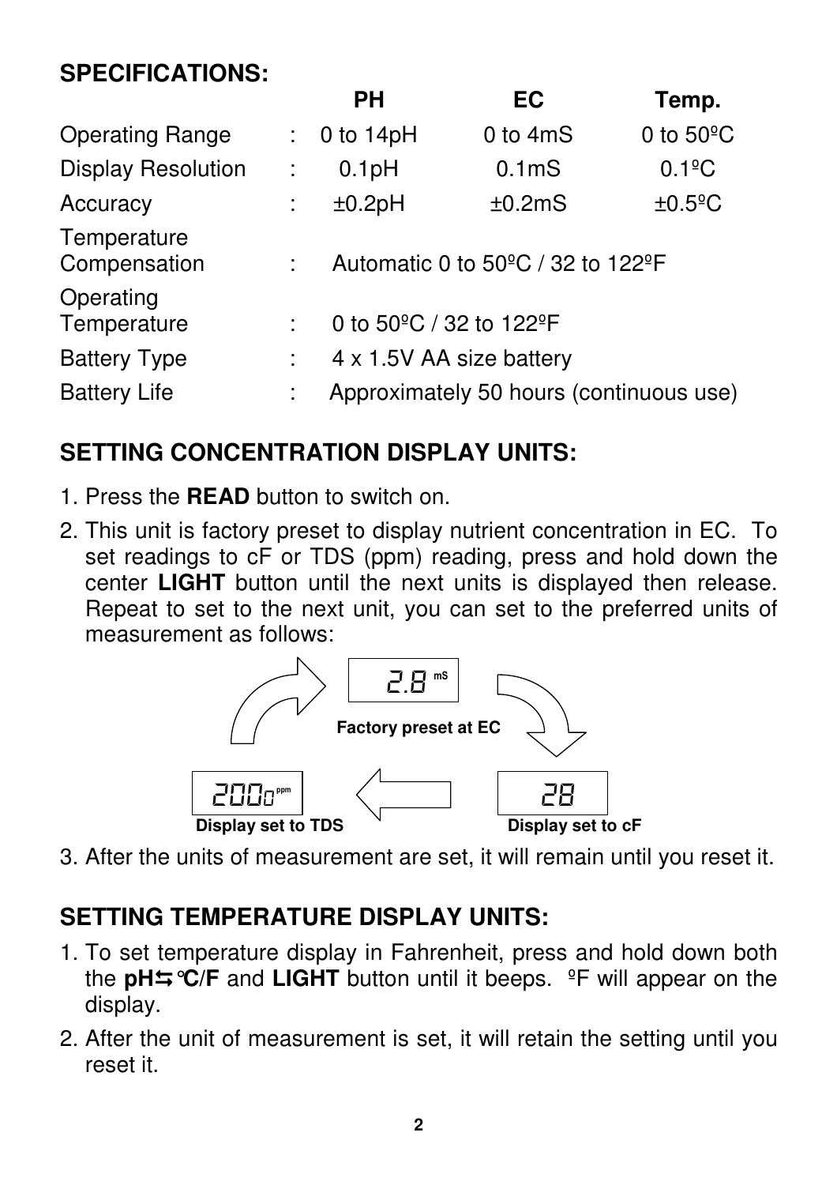## SPECIFICATIONS:

| | | PH | EC | Temp. |
|---|---|---|---|---|
| Operating Range | : | 0 to 14pH | 0 to 4mS | 0 to 50ºC |
| Display Resolution | : | 0.1pH | 0.1mS | 0.1ºC |
| Accuracy | : | ±0.2pH | ±0.2mS | ±0.5ºC |
| Temperature Compensation | : | Automatic 0 to 50ºC / 32 to 122ºF | | |
| Operating Temperature | : | 0 to 50ºC / 32 to 122ºF | | |
| Battery Type | : | 4 x 1.5V AA size battery | | |
| Battery Life | : | Approximately 50 hours (continuous use) | | |

## SETTING CONCENTRATION DISPLAY UNITS:

1. Press the **READ** button to switch on.
2. This unit is factory preset to display nutrient concentration in EC. To set readings to cF or TDS (ppm) reading, press and hold down the center **LIGHT** button until the next units is displayed then release. Repeat to set to the next unit, you can set to the preferred units of measurement as follows:

2.8 mS — Factory preset at EC

28 — Display set to cF

2000 ppm — Display set to TDS

3. After the units of measurement are set, it will remain until you reset it.

## SETTING TEMPERATURE DISPLAY UNITS:

1. To set temperature display in Fahrenheit, press and hold down both the **pH⇆℃/F** and **LIGHT** button until it beeps. ºF will appear on the display.
2. After the unit of measurement is set, it will retain the setting until you reset it.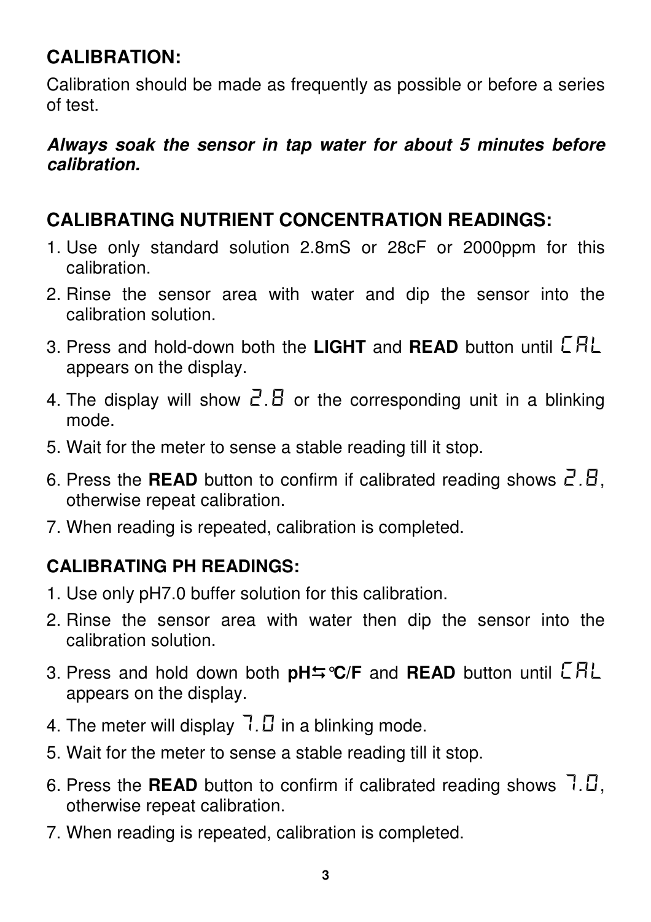## CALIBRATION:

Calibration should be made as frequently as possible or before a series of test.

***Always soak the sensor in tap water for about 5 minutes before calibration.***

## CALIBRATING NUTRIENT CONCENTRATION READINGS:

1. Use only standard solution 2.8mS or 28cF or 2000ppm for this calibration.
2. Rinse the sensor area with water and dip the sensor into the calibration solution.
3. Press and hold-down both the **LIGHT** and **READ** button until CAL appears on the display.
4. The display will show 2.8 or the corresponding unit in a blinking mode.
5. Wait for the meter to sense a stable reading till it stop.
6. Press the **READ** button to confirm if calibrated reading shows 2.8, otherwise repeat calibration.
7. When reading is repeated, calibration is completed.

### CALIBRATING PH READINGS:

1. Use only pH7.0 buffer solution for this calibration.
2. Rinse the sensor area with water then dip the sensor into the calibration solution.
3. Press and hold down both **pH⇆℃/F** and **READ** button until CAL appears on the display.
4. The meter will display 7.0 in a blinking mode.
5. Wait for the meter to sense a stable reading till it stop.
6. Press the **READ** button to confirm if calibrated reading shows 7.0, otherwise repeat calibration.
7. When reading is repeated, calibration is completed.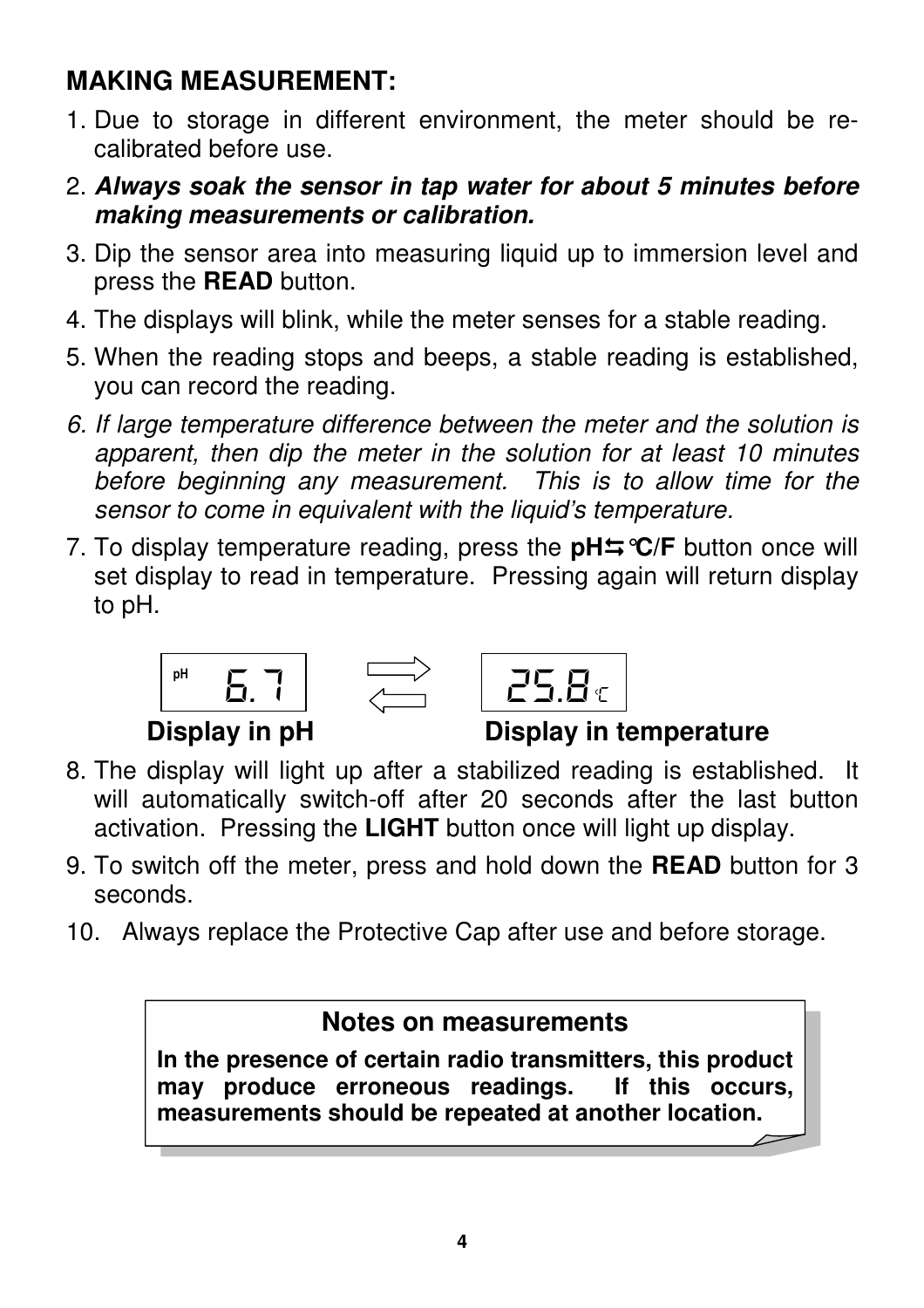## MAKING MEASUREMENT:

1. Due to storage in different environment, the meter should be re-calibrated before use.
2. ***Always soak the sensor in tap water for about 5 minutes before making measurements or calibration.***
3. Dip the sensor area into measuring liquid up to immersion level and press the **READ** button.
4. The displays will blink, while the meter senses for a stable reading.
5. When the reading stops and beeps, a stable reading is established, you can record the reading.
6. *If large temperature difference between the meter and the solution is apparent, then dip the meter in the solution for at least 10 minutes before beginning any measurement. This is to allow time for the sensor to come in equivalent with the liquid's temperature.*
7. To display temperature reading, press the **pH⇆°C/F** button once will set display to read in temperature. Pressing again will return display to pH.

pH 6.7 ⇄ 25.8 °C

**Display in pH** **Display in temperature**

8. The display will light up after a stabilized reading is established. It will automatically switch-off after 20 seconds after the last button activation. Pressing the **LIGHT** button once will light up display.
9. To switch off the meter, press and hold down the **READ** button for 3 seconds.
10. Always replace the Protective Cap after use and before storage.

**Notes on measurements**

**In the presence of certain radio transmitters, this product may produce erroneous readings. If this occurs, measurements should be repeated at another location.**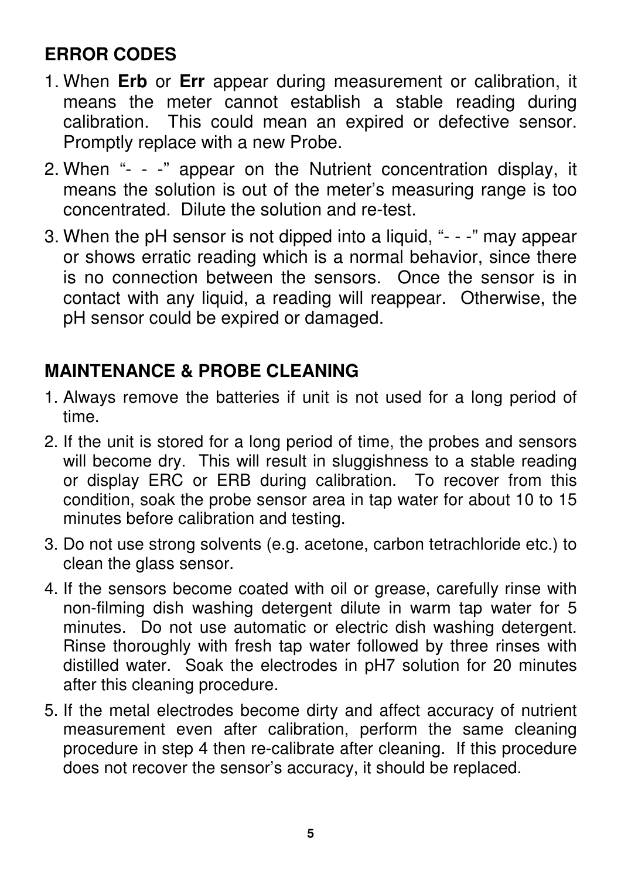## ERROR CODES

1. When **Erb** or **Err** appear during measurement or calibration, it means the meter cannot establish a stable reading during calibration. This could mean an expired or defective sensor. Promptly replace with a new Probe.
2. When "- - -" appear on the Nutrient concentration display, it means the solution is out of the meter's measuring range is too concentrated. Dilute the solution and re-test.
3. When the pH sensor is not dipped into a liquid, "- - -" may appear or shows erratic reading which is a normal behavior, since there is no connection between the sensors. Once the sensor is in contact with any liquid, a reading will reappear. Otherwise, the pH sensor could be expired or damaged.

## MAINTENANCE & PROBE CLEANING

1. Always remove the batteries if unit is not used for a long period of time.
2. If the unit is stored for a long period of time, the probes and sensors will become dry. This will result in sluggishness to a stable reading or display ERC or ERB during calibration. To recover from this condition, soak the probe sensor area in tap water for about 10 to 15 minutes before calibration and testing.
3. Do not use strong solvents (e.g. acetone, carbon tetrachloride etc.) to clean the glass sensor.
4. If the sensors become coated with oil or grease, carefully rinse with non-filming dish washing detergent dilute in warm tap water for 5 minutes. Do not use automatic or electric dish washing detergent. Rinse thoroughly with fresh tap water followed by three rinses with distilled water. Soak the electrodes in pH7 solution for 20 minutes after this cleaning procedure.
5. If the metal electrodes become dirty and affect accuracy of nutrient measurement even after calibration, perform the same cleaning procedure in step 4 then re-calibrate after cleaning. If this procedure does not recover the sensor's accuracy, it should be replaced.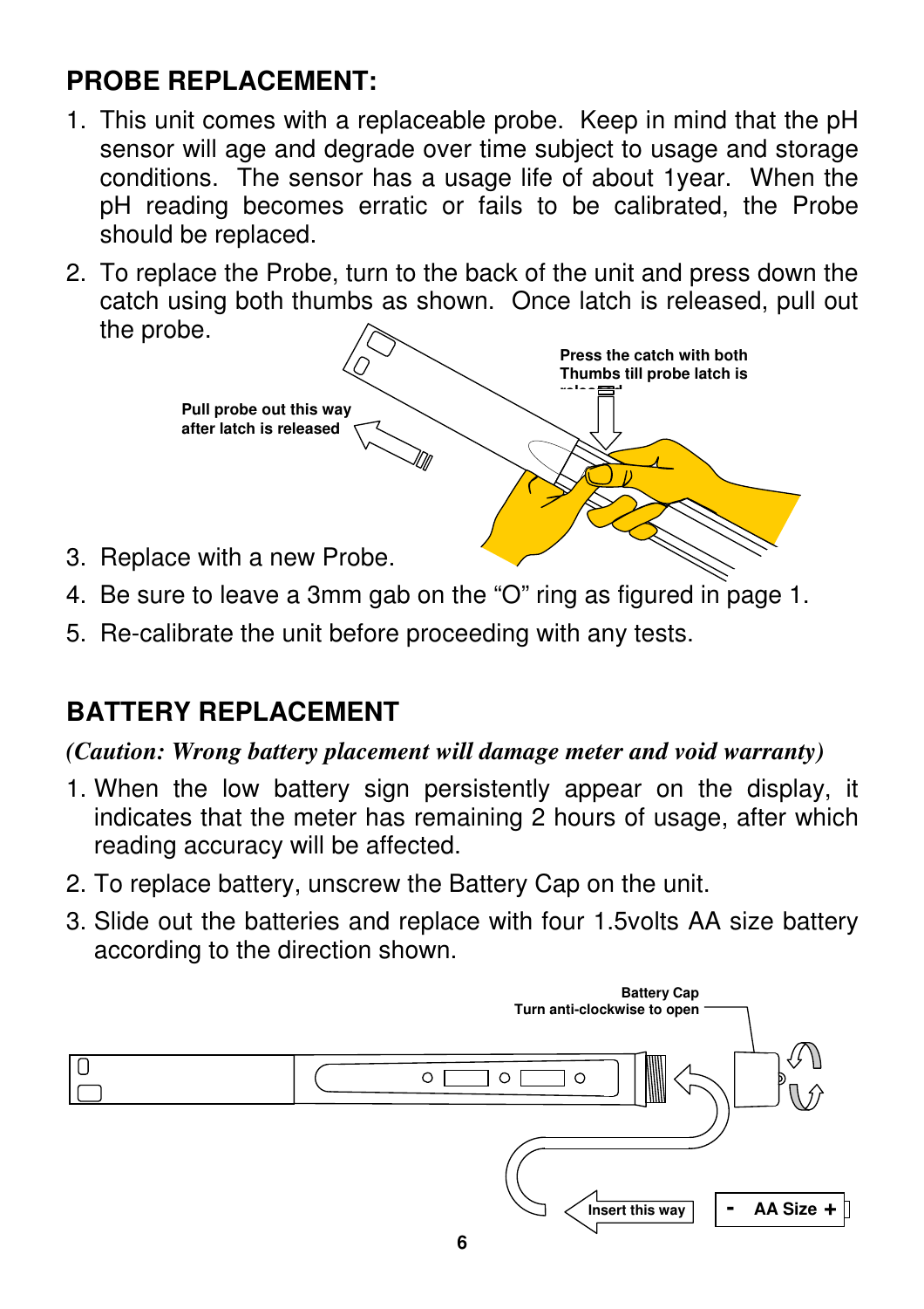## PROBE REPLACEMENT:

1. This unit comes with a replaceable probe. Keep in mind that the pH sensor will age and degrade over time subject to usage and storage conditions. The sensor has a usage life of about 1year. When the pH reading becomes erratic or fails to be calibrated, the Probe should be replaced.
2. To replace the Probe, turn to the back of the unit and press down the catch using both thumbs as shown. Once latch is released, pull out the probe.

Press the catch with both Thumbs till probe latch is released

Pull probe out this way after latch is released

3. Replace with a new Probe.
4. Be sure to leave a 3mm gab on the “O” ring as figured in page 1.
5. Re-calibrate the unit before proceeding with any tests.

## BATTERY REPLACEMENT

***(Caution: Wrong battery placement will damage meter and void warranty)***

1. When the low battery sign persistently appear on the display, it indicates that the meter has remaining 2 hours of usage, after which reading accuracy will be affected.
2. To replace battery, unscrew the Battery Cap on the unit.
3. Slide out the batteries and replace with four 1.5volts AA size battery according to the direction shown.

Battery Cap
Turn anti-clockwise to open

Insert this way

- AA Size +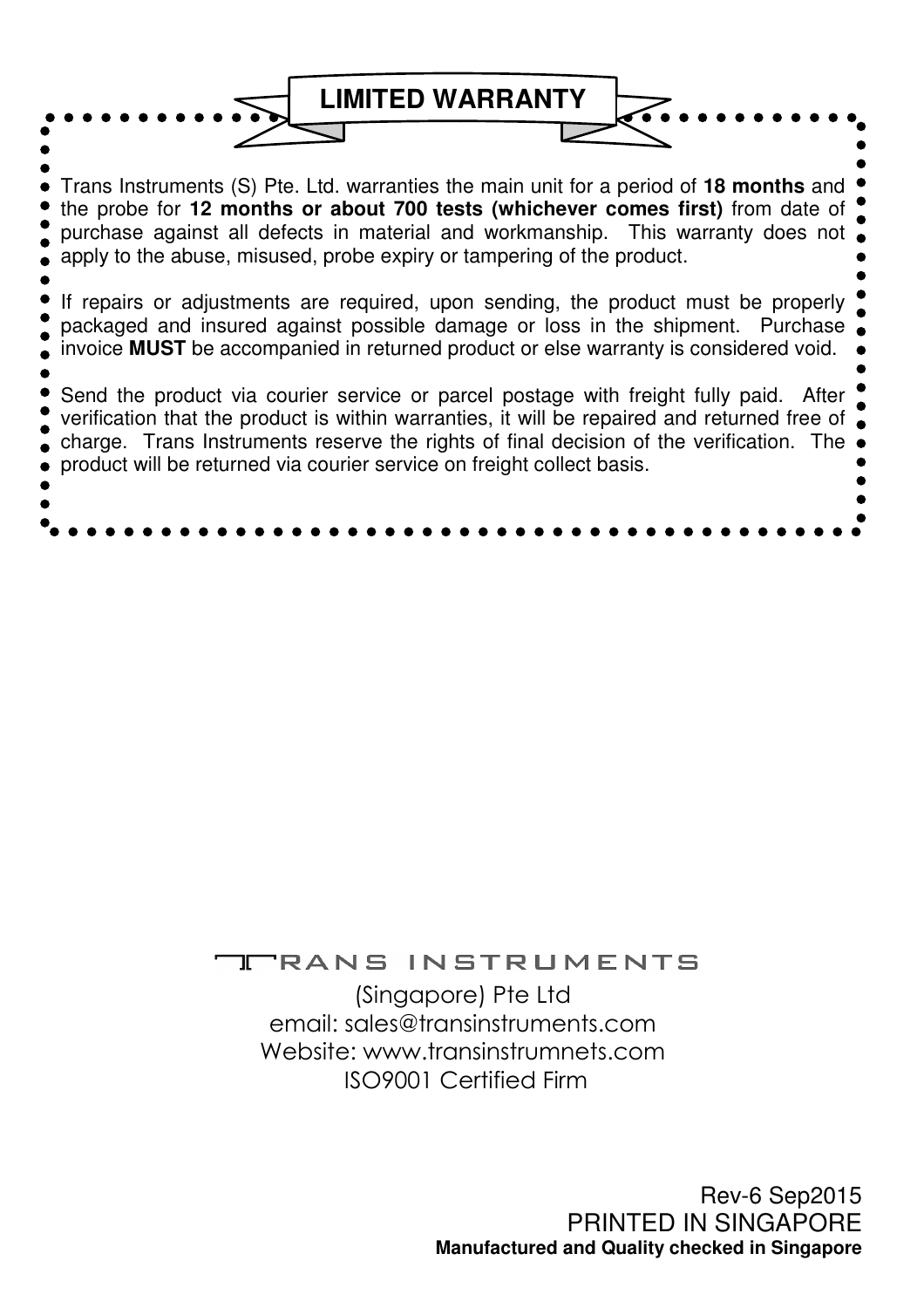# LIMITED WARRANTY

Trans Instruments (S) Pte. Ltd. warranties the main unit for a period of **18 months** and the probe for **12 months or about 700 tests (whichever comes first)** from date of purchase against all defects in material and workmanship. This warranty does not apply to the abuse, misused, probe expiry or tampering of the product.

If repairs or adjustments are required, upon sending, the product must be properly packaged and insured against possible damage or loss in the shipment. Purchase invoice **MUST** be accompanied in returned product or else warranty is considered void.

Send the product via courier service or parcel postage with freight fully paid. After verification that the product is within warranties, it will be repaired and returned free of charge. Trans Instruments reserve the rights of final decision of the verification. The product will be returned via courier service on freight collect basis.

TRANS INSTRUMENTS

(Singapore) Pte Ltd

email: sales@transinstruments.com

Website: www.transinstrumnets.com

ISO9001 Certified Firm

Rev-6 Sep2015

PRINTED IN SINGAPORE

**Manufactured and Quality checked in Singapore**